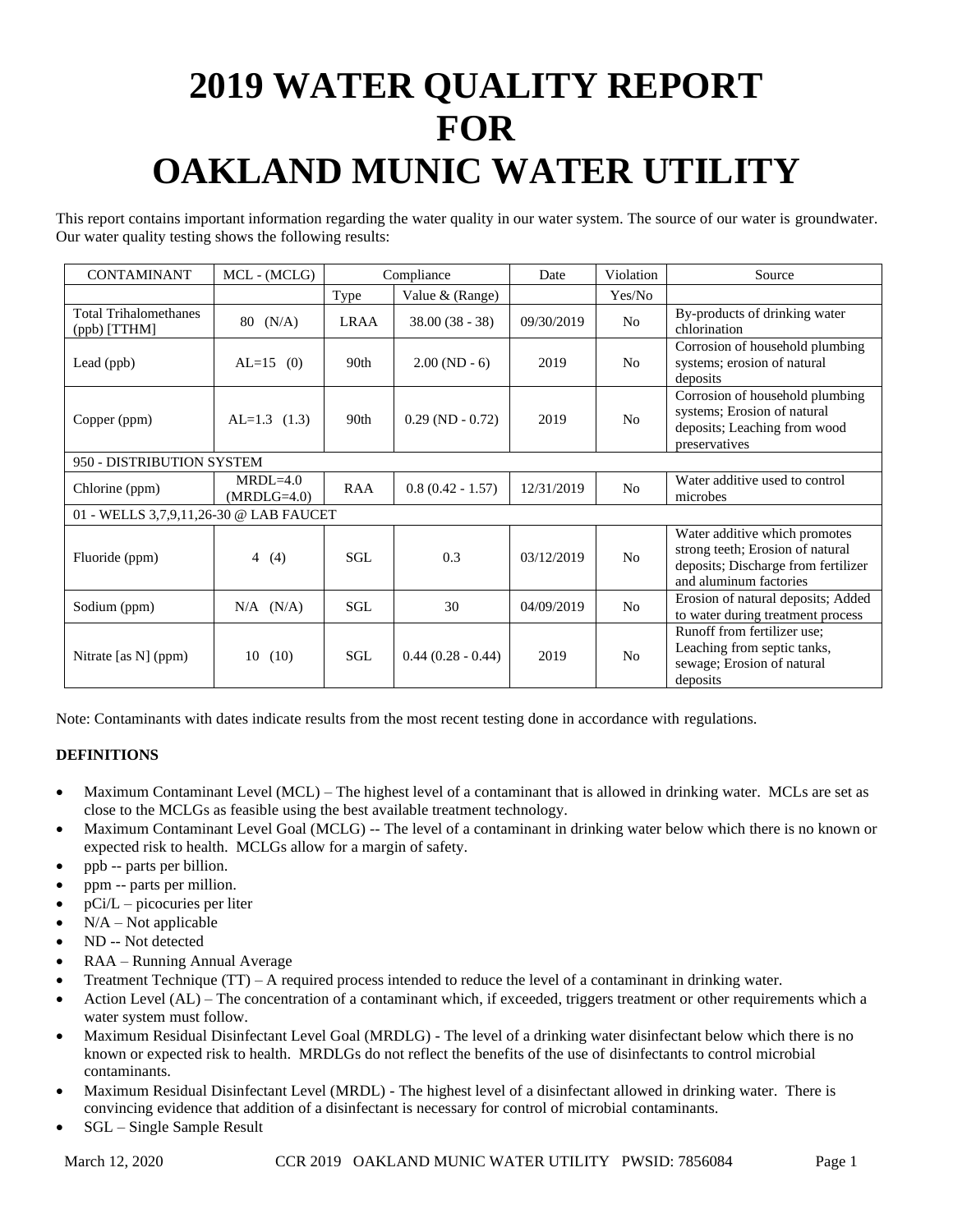# 2019 WATER QUALITY REPORT FOR OAKLAND MUNIC WATER UTILITY

This report contains important information regarding the water quality in our water system. The source of our water is groundwater. Our water quality testing shows the following results:

| CONTAMINANT | MCL - (MCLG) | Compliance | | Date | Violation | Source |
|---|---|---|---|---|---|---|
| | | Type | Value & (Range) | | Yes/No | |
| Total Trihalomethanes (ppb) [TTHM] | 80 (N/A) | LRAA | 38.00 (38 - 38) | 09/30/2019 | No | By-products of drinking water chlorination |
| Lead (ppb) | AL=15 (0) | 90th | 2.00 (ND - 6) | 2019 | No | Corrosion of household plumbing systems; erosion of natural deposits |
| Copper (ppm) | AL=1.3 (1.3) | 90th | 0.29 (ND - 0.72) | 2019 | No | Corrosion of household plumbing systems; Erosion of natural deposits; Leaching from wood preservatives |
| 950 - DISTRIBUTION SYSTEM | | | | | | |
| Chlorine (ppm) | MRDL=4.0 (MRDLG=4.0) | RAA | 0.8 (0.42 - 1.57) | 12/31/2019 | No | Water additive used to control microbes |
| 01 - WELLS 3,7,9,11,26-30 @ LAB FAUCET | | | | | | |
| Fluoride (ppm) | 4 (4) | SGL | 0.3 | 03/12/2019 | No | Water additive which promotes strong teeth; Erosion of natural deposits; Discharge from fertilizer and aluminum factories |
| Sodium (ppm) | N/A (N/A) | SGL | 30 | 04/09/2019 | No | Erosion of natural deposits; Added to water during treatment process |
| Nitrate [as N] (ppm) | 10 (10) | SGL | 0.44 (0.28 - 0.44) | 2019 | No | Runoff from fertilizer use; Leaching from septic tanks, sewage; Erosion of natural deposits |

Note: Contaminants with dates indicate results from the most recent testing done in accordance with regulations.

**DEFINITIONS**

- Maximum Contaminant Level (MCL) – The highest level of a contaminant that is allowed in drinking water. MCLs are set as close to the MCLGs as feasible using the best available treatment technology.
- Maximum Contaminant Level Goal (MCLG) -- The level of a contaminant in drinking water below which there is no known or expected risk to health. MCLGs allow for a margin of safety.
- ppb -- parts per billion.
- ppm -- parts per million.
- pCi/L – picocuries per liter
- N/A – Not applicable
- ND -- Not detected
- RAA – Running Annual Average
- Treatment Technique (TT) – A required process intended to reduce the level of a contaminant in drinking water.
- Action Level (AL) – The concentration of a contaminant which, if exceeded, triggers treatment or other requirements which a water system must follow.
- Maximum Residual Disinfectant Level Goal (MRDLG) - The level of a drinking water disinfectant below which there is no known or expected risk to health. MRDLGs do not reflect the benefits of the use of disinfectants to control microbial contaminants.
- Maximum Residual Disinfectant Level (MRDL) - The highest level of a disinfectant allowed in drinking water. There is convincing evidence that addition of a disinfectant is necessary for control of microbial contaminants.
- SGL – Single Sample Result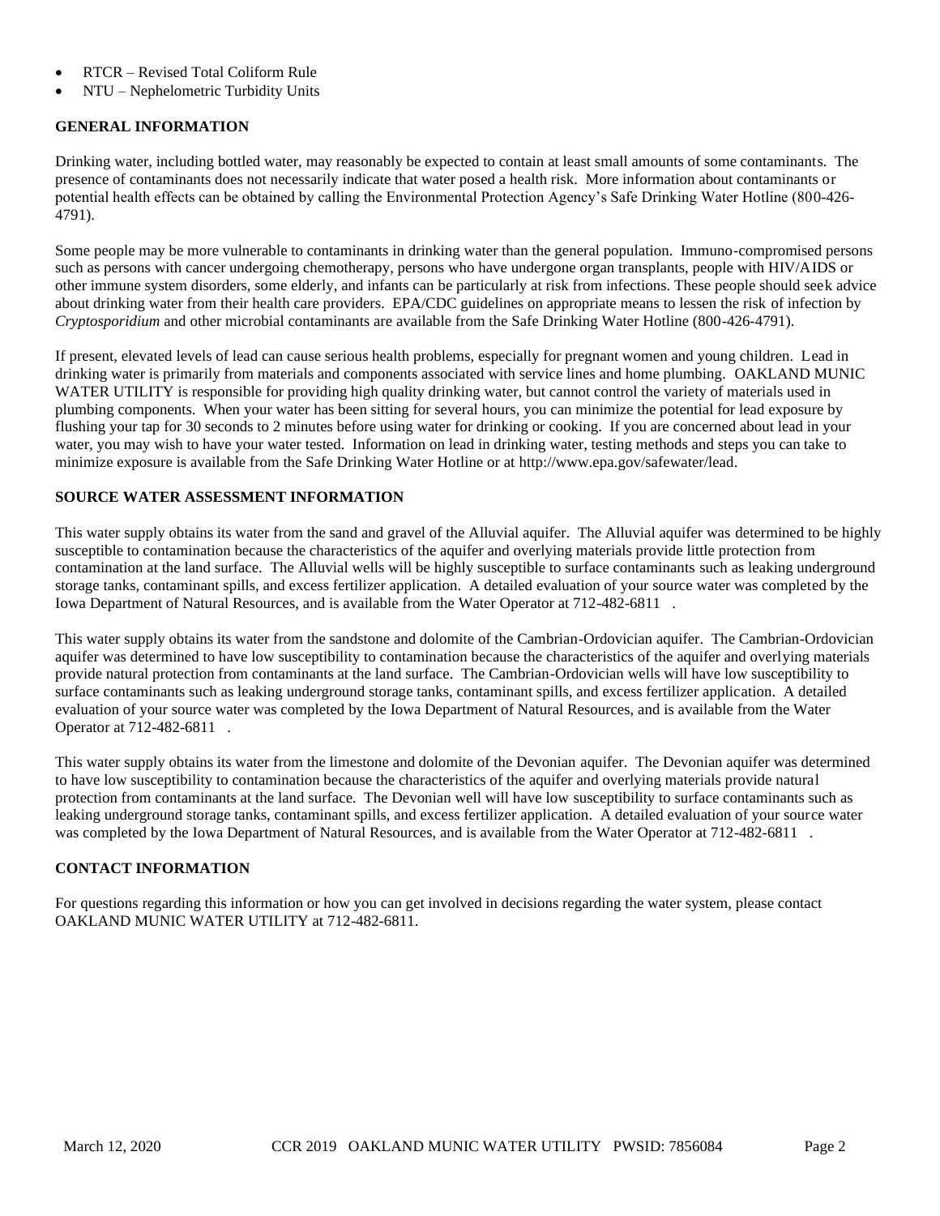- RTCR – Revised Total Coliform Rule
- NTU – Nephelometric Turbidity Units

## GENERAL INFORMATION

Drinking water, including bottled water, may reasonably be expected to contain at least small amounts of some contaminants. The presence of contaminants does not necessarily indicate that water posed a health risk. More information about contaminants or potential health effects can be obtained by calling the Environmental Protection Agency's Safe Drinking Water Hotline (800-426-4791).

Some people may be more vulnerable to contaminants in drinking water than the general population. Immuno-compromised persons such as persons with cancer undergoing chemotherapy, persons who have undergone organ transplants, people with HIV/AIDS or other immune system disorders, some elderly, and infants can be particularly at risk from infections. These people should seek advice about drinking water from their health care providers. EPA/CDC guidelines on appropriate means to lessen the risk of infection by *Cryptosporidium* and other microbial contaminants are available from the Safe Drinking Water Hotline (800-426-4791).

If present, elevated levels of lead can cause serious health problems, especially for pregnant women and young children. Lead in drinking water is primarily from materials and components associated with service lines and home plumbing. OAKLAND MUNIC WATER UTILITY is responsible for providing high quality drinking water, but cannot control the variety of materials used in plumbing components. When your water has been sitting for several hours, you can minimize the potential for lead exposure by flushing your tap for 30 seconds to 2 minutes before using water for drinking or cooking. If you are concerned about lead in your water, you may wish to have your water tested. Information on lead in drinking water, testing methods and steps you can take to minimize exposure is available from the Safe Drinking Water Hotline or at http://www.epa.gov/safewater/lead.

## SOURCE WATER ASSESSMENT INFORMATION

This water supply obtains its water from the sand and gravel of the Alluvial aquifer. The Alluvial aquifer was determined to be highly susceptible to contamination because the characteristics of the aquifer and overlying materials provide little protection from contamination at the land surface. The Alluvial wells will be highly susceptible to surface contaminants such as leaking underground storage tanks, contaminant spills, and excess fertilizer application. A detailed evaluation of your source water was completed by the Iowa Department of Natural Resources, and is available from the Water Operator at 712-482-6811 .

This water supply obtains its water from the sandstone and dolomite of the Cambrian-Ordovician aquifer. The Cambrian-Ordovician aquifer was determined to have low susceptibility to contamination because the characteristics of the aquifer and overlying materials provide natural protection from contaminants at the land surface. The Cambrian-Ordovician wells will have low susceptibility to surface contaminants such as leaking underground storage tanks, contaminant spills, and excess fertilizer application. A detailed evaluation of your source water was completed by the Iowa Department of Natural Resources, and is available from the Water Operator at 712-482-6811 .

This water supply obtains its water from the limestone and dolomite of the Devonian aquifer. The Devonian aquifer was determined to have low susceptibility to contamination because the characteristics of the aquifer and overlying materials provide natural protection from contaminants at the land surface. The Devonian well will have low susceptibility to surface contaminants such as leaking underground storage tanks, contaminant spills, and excess fertilizer application. A detailed evaluation of your source water was completed by the Iowa Department of Natural Resources, and is available from the Water Operator at 712-482-6811 .

## CONTACT INFORMATION

For questions regarding this information or how you can get involved in decisions regarding the water system, please contact OAKLAND MUNIC WATER UTILITY at 712-482-6811.